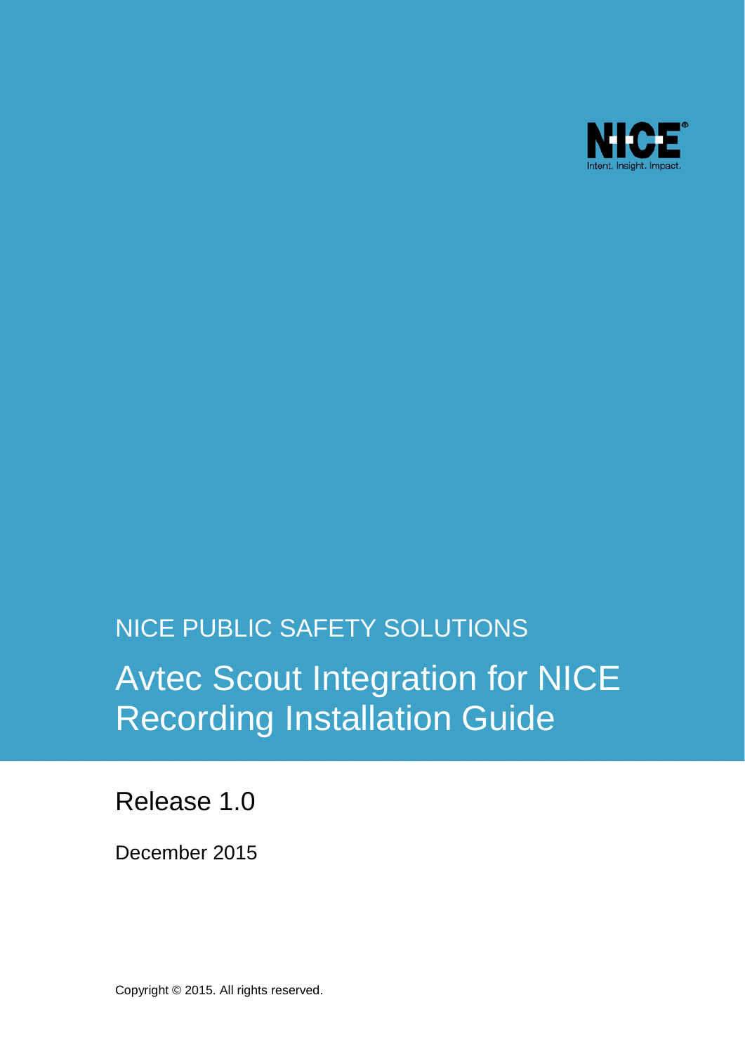NICE

Intent. Insight. Impact.

NICE PUBLIC SAFETY SOLUTIONS

# Avtec Scout Integration for NICE Recording Installation Guide

## Release 1.0

December 2015

Copyright © 2015. All rights reserved.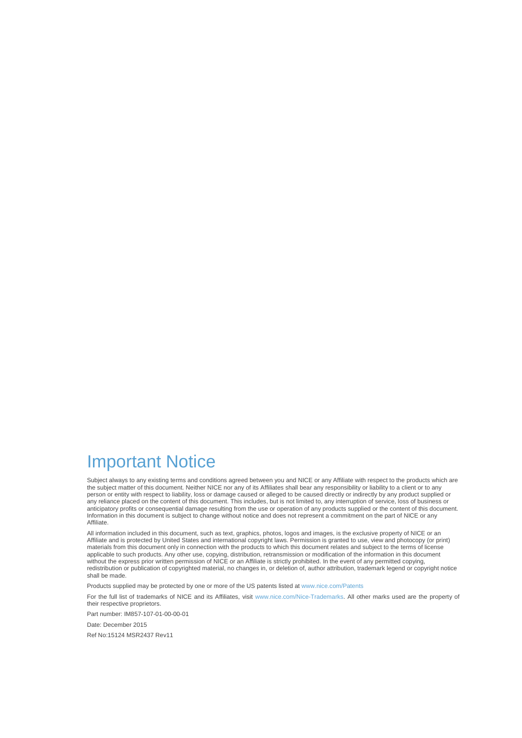# Important Notice

Subject always to any existing terms and conditions agreed between you and NICE or any Affiliate with respect to the products which are the subject matter of this document. Neither NICE nor any of its Affiliates shall bear any responsibility or liability to a client or to any person or entity with respect to liability, loss or damage caused or alleged to be caused directly or indirectly by any product supplied or any reliance placed on the content of this document. This includes, but is not limited to, any interruption of service, loss of business or anticipatory profits or consequential damage resulting from the use or operation of any products supplied or the content of this document. Information in this document is subject to change without notice and does not represent a commitment on the part of NICE or any Affiliate.

All information included in this document, such as text, graphics, photos, logos and images, is the exclusive property of NICE or an Affiliate and is protected by United States and international copyright laws. Permission is granted to use, view and photocopy (or print) materials from this document only in connection with the products to which this document relates and subject to the terms of license applicable to such products. Any other use, copying, distribution, retransmission or modification of the information in this document without the express prior written permission of NICE or an Affiliate is strictly prohibited. In the event of any permitted copying, redistribution or publication of copyrighted material, no changes in, or deletion of, author attribution, trademark legend or copyright notice shall be made.

Products supplied may be protected by one or more of the US patents listed at www.nice.com/Patents

For the full list of trademarks of NICE and its Affiliates, visit www.nice.com/Nice-Trademarks. All other marks used are the property of their respective proprietors.

Part number: IM857-107-01-00-00-01

Date: December 2015

Ref No:15124 MSR2437 Rev11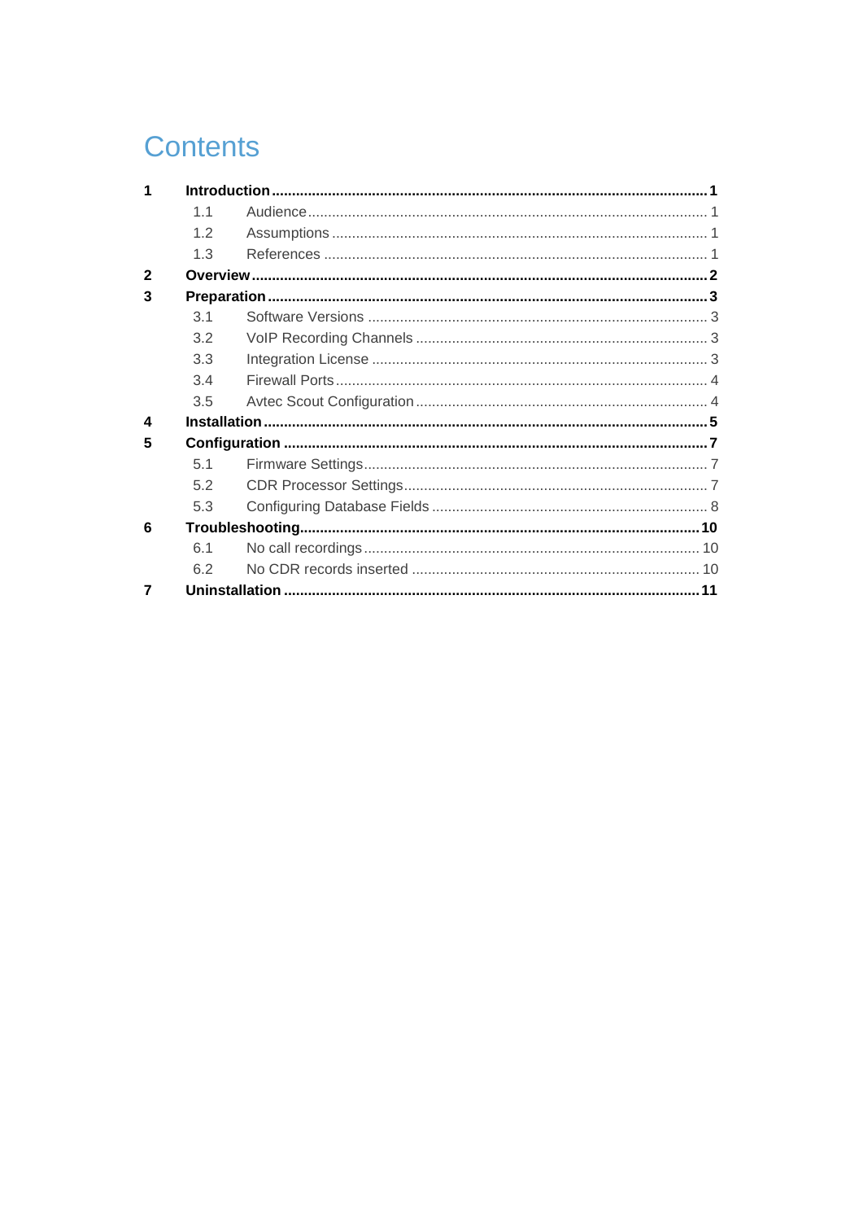# Contents

**1 Introduction** .......... **1**

- 1.1 Audience .......... 1
- 1.2 Assumptions .......... 1
- 1.3 References .......... 1

**2 Overview** .......... **2**

**3 Preparation** .......... **3**

- 3.1 Software Versions .......... 3
- 3.2 VoIP Recording Channels .......... 3
- 3.3 Integration License .......... 3
- 3.4 Firewall Ports .......... 4
- 3.5 Avtec Scout Configuration .......... 4

**4 Installation** .......... **5**

**5 Configuration** .......... **7**

- 5.1 Firmware Settings .......... 7
- 5.2 CDR Processor Settings .......... 7
- 5.3 Configuring Database Fields .......... 8

**6 Troubleshooting** .......... **10**

- 6.1 No call recordings .......... 10
- 6.2 No CDR records inserted .......... 10

**7 Uninstallation** .......... **11**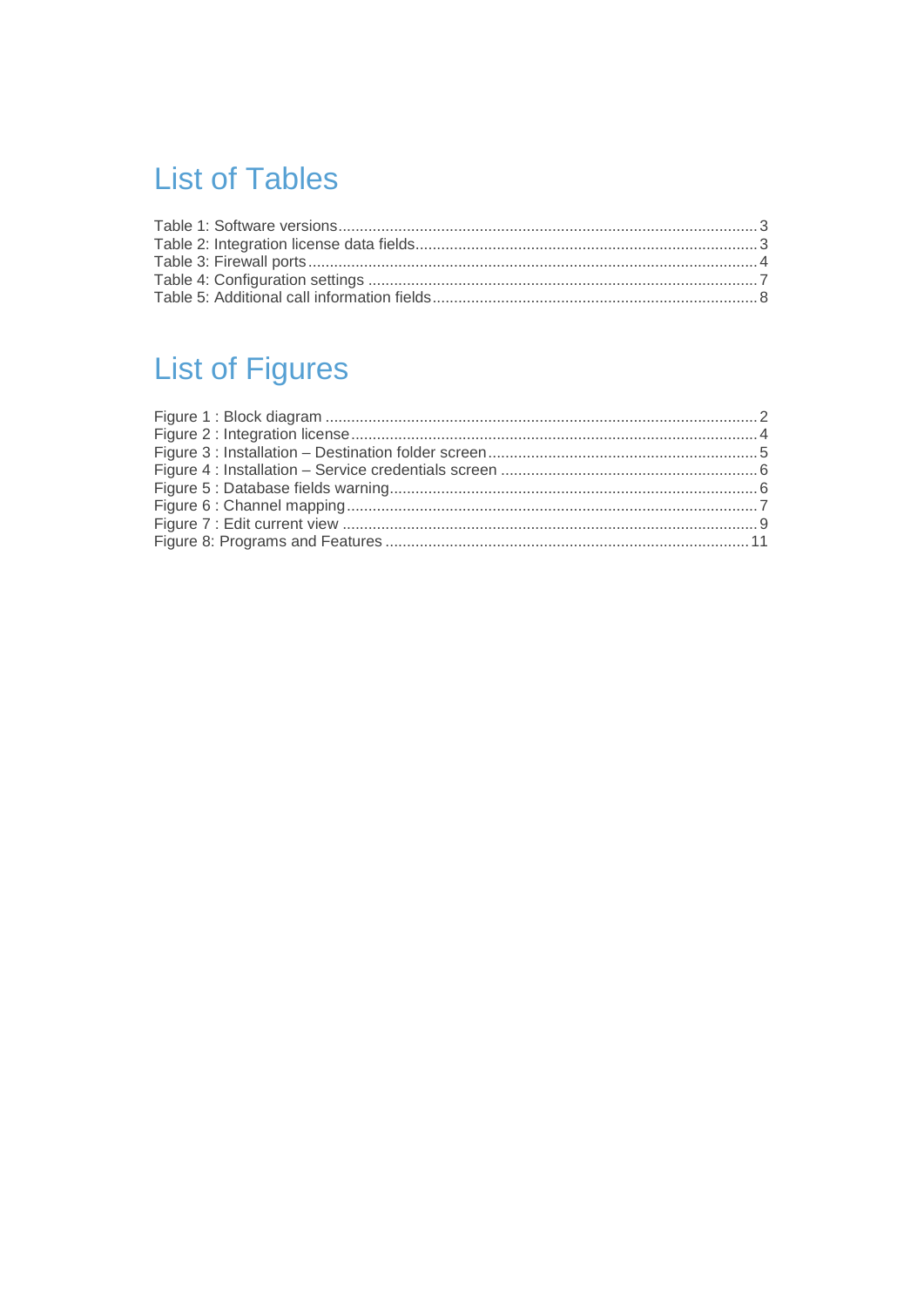# List of Tables

Table 1: Software versions .......... 3
Table 2: Integration license data fields .......... 3
Table 3: Firewall ports .......... 4
Table 4: Configuration settings .......... 7
Table 5: Additional call information fields .......... 8

# List of Figures

Figure 1 : Block diagram .......... 2
Figure 2 : Integration license .......... 4
Figure 3 : Installation – Destination folder screen .......... 5
Figure 4 : Installation – Service credentials screen .......... 6
Figure 5 : Database fields warning .......... 6
Figure 6 : Channel mapping .......... 7
Figure 7 : Edit current view .......... 9
Figure 8: Programs and Features .......... 11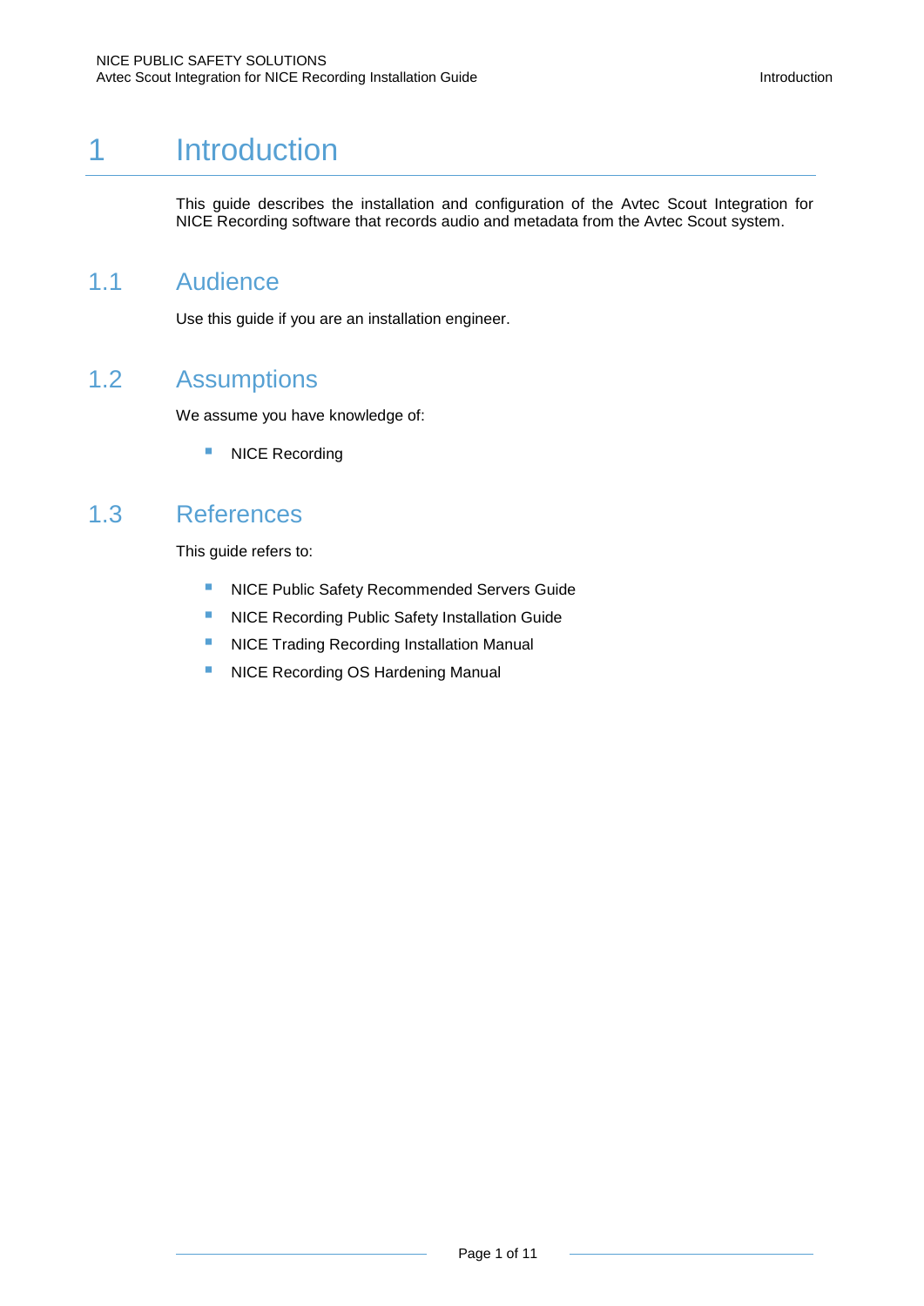# 1 Introduction

This guide describes the installation and configuration of the Avtec Scout Integration for NICE Recording software that records audio and metadata from the Avtec Scout system.

## 1.1 Audience

Use this guide if you are an installation engineer.

## 1.2 Assumptions

We assume you have knowledge of:

- NICE Recording

## 1.3 References

This guide refers to:

- NICE Public Safety Recommended Servers Guide
- NICE Recording Public Safety Installation Guide
- NICE Trading Recording Installation Manual
- NICE Recording OS Hardening Manual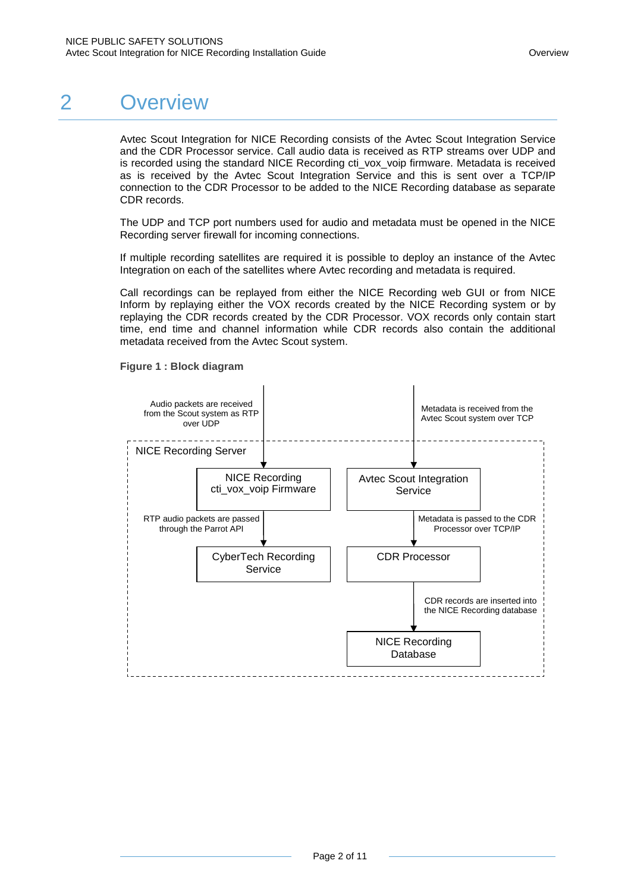# 2 Overview

Avtec Scout Integration for NICE Recording consists of the Avtec Scout Integration Service and the CDR Processor service. Call audio data is received as RTP streams over UDP and is recorded using the standard NICE Recording cti_vox_voip firmware. Metadata is received as is received by the Avtec Scout Integration Service and this is sent over a TCP/IP connection to the CDR Processor to be added to the NICE Recording database as separate CDR records.

The UDP and TCP port numbers used for audio and metadata must be opened in the NICE Recording server firewall for incoming connections.

If multiple recording satellites are required it is possible to deploy an instance of the Avtec Integration on each of the satellites where Avtec recording and metadata is required.

Call recordings can be replayed from either the NICE Recording web GUI or from NICE Inform by replaying either the VOX records created by the NICE Recording system or by replaying the CDR records created by the CDR Processor. VOX records only contain start time, end time and channel information while CDR records also contain the additional metadata received from the Avtec Scout system.

**Figure 1 : Block diagram**

Audio packets are received from the Scout system as RTP over UDP

Metadata is received from the Avtec Scout system over TCP

NICE Recording Server

NICE Recording cti_vox_voip Firmware

Avtec Scout Integration Service

RTP audio packets are passed through the Parrot API

Metadata is passed to the CDR Processor over TCP/IP

CyberTech Recording Service

CDR Processor

CDR records are inserted into the NICE Recording database

NICE Recording Database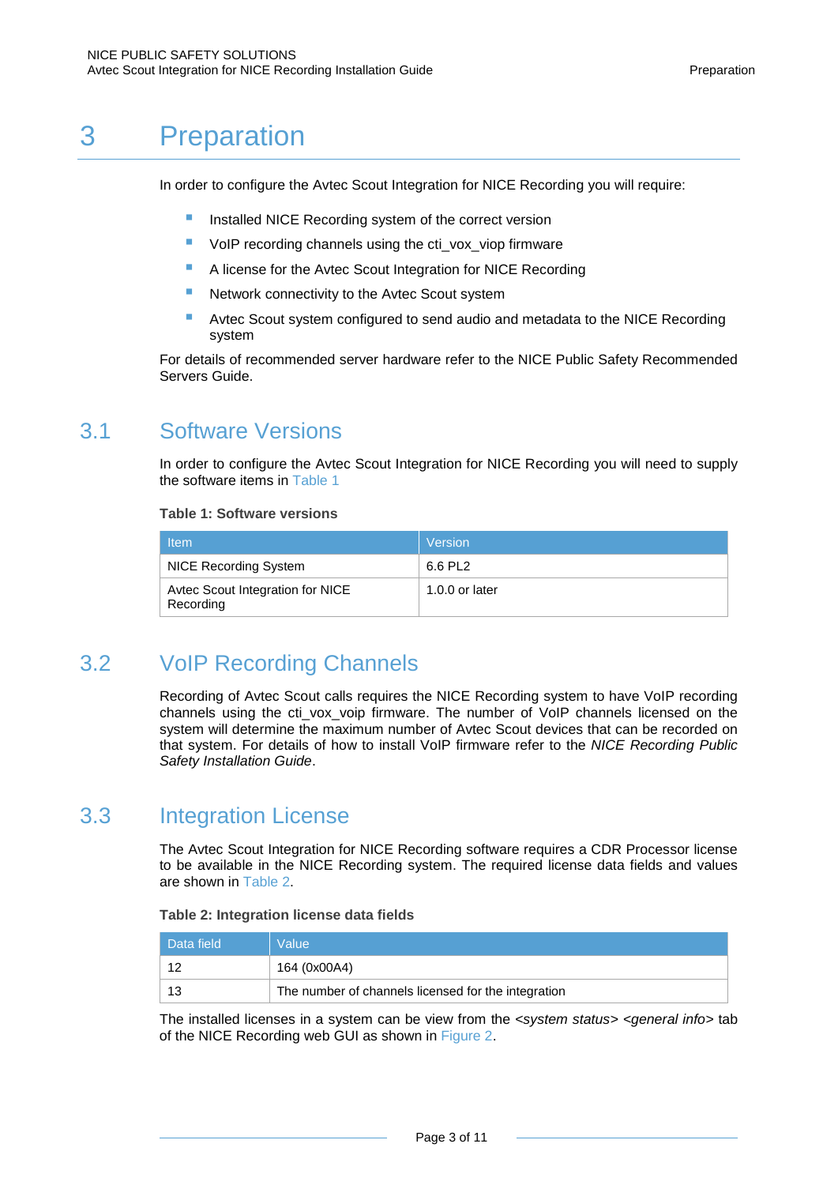# 3 Preparation

In order to configure the Avtec Scout Integration for NICE Recording you will require:

- Installed NICE Recording system of the correct version
- VoIP recording channels using the cti_vox_viop firmware
- A license for the Avtec Scout Integration for NICE Recording
- Network connectivity to the Avtec Scout system
- Avtec Scout system configured to send audio and metadata to the NICE Recording system

For details of recommended server hardware refer to the NICE Public Safety Recommended Servers Guide.

## 3.1 Software Versions

In order to configure the Avtec Scout Integration for NICE Recording you will need to supply the software items in Table 1

**Table 1: Software versions**

| Item | Version |
|---|---|
| NICE Recording System | 6.6 PL2 |
| Avtec Scout Integration for NICE Recording | 1.0.0 or later |

## 3.2 VoIP Recording Channels

Recording of Avtec Scout calls requires the NICE Recording system to have VoIP recording channels using the cti_vox_voip firmware. The number of VoIP channels licensed on the system will determine the maximum number of Avtec Scout devices that can be recorded on that system. For details of how to install VoIP firmware refer to the *NICE Recording Public Safety Installation Guide*.

## 3.3 Integration License

The Avtec Scout Integration for NICE Recording software requires a CDR Processor license to be available in the NICE Recording system. The required license data fields and values are shown in Table 2.

**Table 2: Integration license data fields**

| Data field | Value |
|---|---|
| 12 | 164 (0x00A4) |
| 13 | The number of channels licensed for the integration |

The installed licenses in a system can be view from the *<system status> <general info>* tab of the NICE Recording web GUI as shown in Figure 2.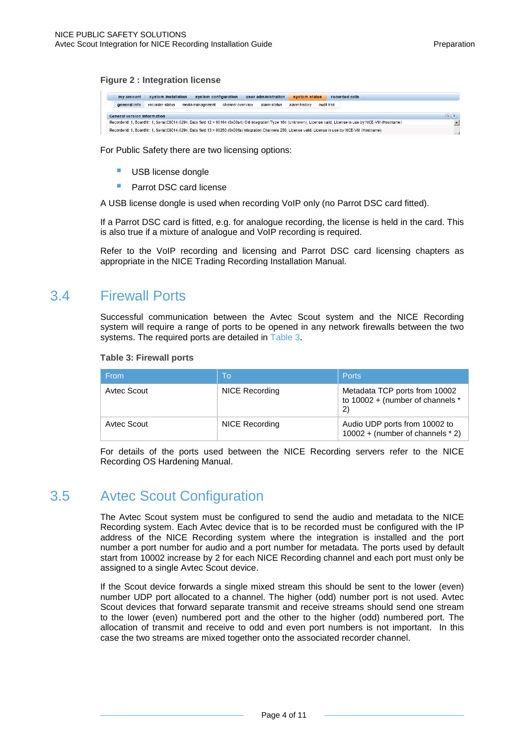**Figure 2 : Integration license**

For Public Safety there are two licensing options:

- USB license dongle
- Parrot DSC card license

A USB license dongle is used when recording VoIP only (no Parrot DSC card fitted).

If a Parrot DSC card is fitted, e.g. for analogue recording, the license is held in the card. This is also true if a mixture of analogue and VoIP recording is required.

Refer to the VoIP recording and licensing and Parrot DSC card licensing chapters as appropriate in the NICE Trading Recording Installation Manual.

## 3.4 Firewall Ports

Successful communication between the Avtec Scout system and the NICE Recording system will require a range of ports to be opened in any network firewalls between the two systems. The required ports are detailed in Table 3.

**Table 3: Firewall ports**

| From | To | Ports |
|---|---|---|
| Avtec Scout | NICE Recording | Metadata TCP ports from 10002 to 10002 + (number of channels * 2) |
| Avtec Scout | NICE Recording | Audio UDP ports from 10002 to 10002 + (number of channels * 2) |

For details of the ports used between the NICE Recording servers refer to the NICE Recording OS Hardening Manual.

## 3.5 Avtec Scout Configuration

The Avtec Scout system must be configured to send the audio and metadata to the NICE Recording system. Each Avtec device that is to be recorded must be configured with the IP address of the NICE Recording system where the integration is installed and the port number a port number for audio and a port number for metadata. The ports used by default start from 10002 increase by 2 for each NICE Recording channel and each port must only be assigned to a single Avtec Scout device.

If the Scout device forwards a single mixed stream this should be sent to the lower (even) number UDP port allocated to a channel. The higher (odd) number port is not used. Avtec Scout devices that forward separate transmit and receive streams should send one stream to the lower (even) numbered port and the other to the higher (odd) numbered port. The allocation of transmit and receive to odd and even port numbers is not important. In this case the two streams are mixed together onto the associated recorder channel.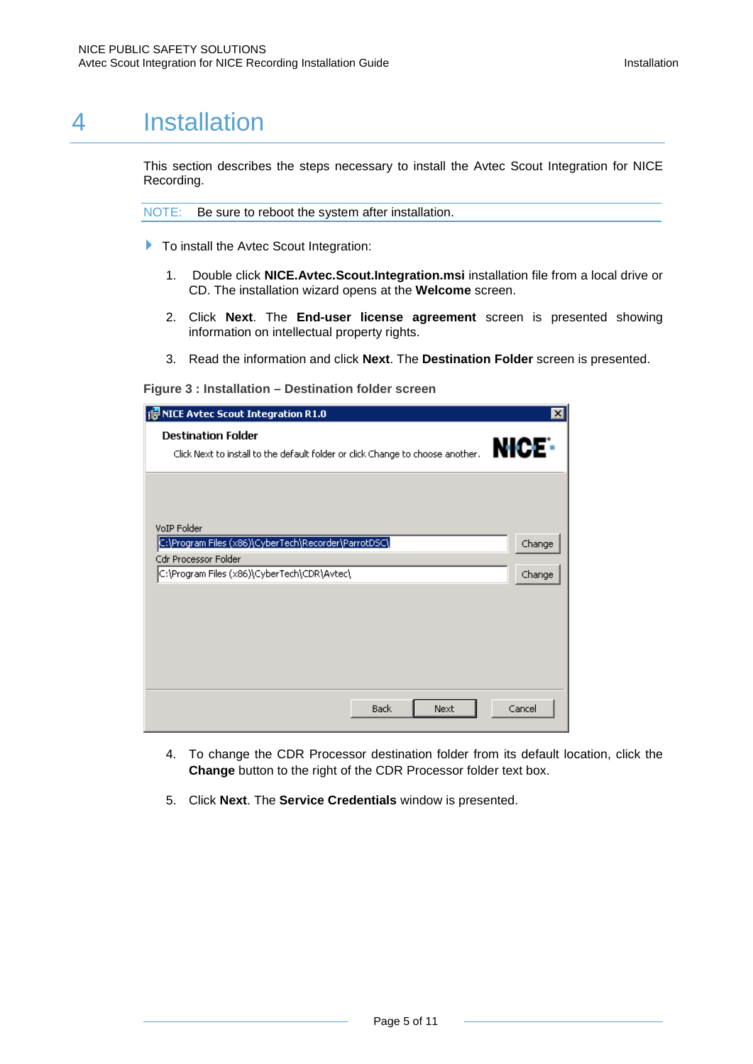# 4 Installation

This section describes the steps necessary to install the Avtec Scout Integration for NICE Recording.

NOTE: Be sure to reboot the system after installation.

- To install the Avtec Scout Integration:

1. Double click **NICE.Avtec.Scout.Integration.msi** installation file from a local drive or CD. The installation wizard opens at the **Welcome** screen.
2. Click **Next**. The **End-user license agreement** screen is presented showing information on intellectual property rights.
3. Read the information and click **Next**. The **Destination Folder** screen is presented.

**Figure 3 : Installation – Destination folder screen**

4. To change the CDR Processor destination folder from its default location, click the **Change** button to the right of the CDR Processor folder text box.
5. Click **Next**. The **Service Credentials** window is presented.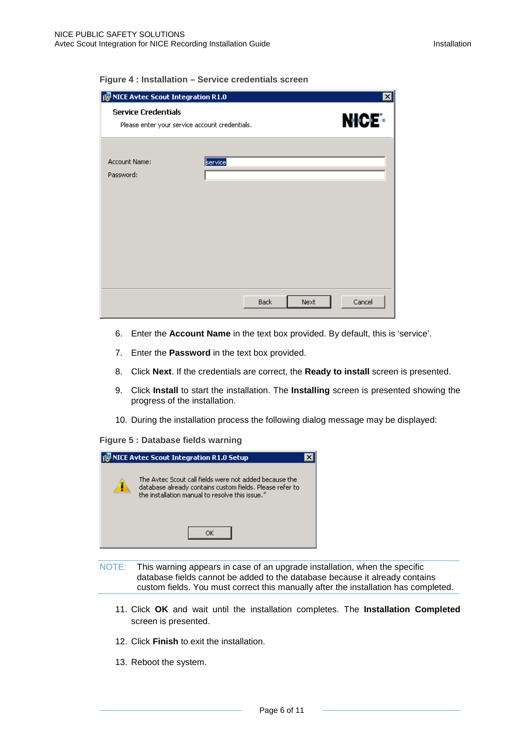**Figure 4 : Installation – Service credentials screen**

6. Enter the **Account Name** in the text box provided. By default, this is 'service'.
7. Enter the **Password** in the text box provided.
8. Click **Next**. If the credentials are correct, the **Ready to install** screen is presented.
9. Click **Install** to start the installation. The **Installing** screen is presented showing the progress of the installation.
10. During the installation process the following dialog message may be displayed:

**Figure 5 : Database fields warning**

NOTE: This warning appears in case of an upgrade installation, when the specific database fields cannot be added to the database because it already contains custom fields. You must correct this manually after the installation has completed.

11. Click **OK** and wait until the installation completes. The **Installation Completed** screen is presented.
12. Click **Finish** to exit the installation.
13. Reboot the system.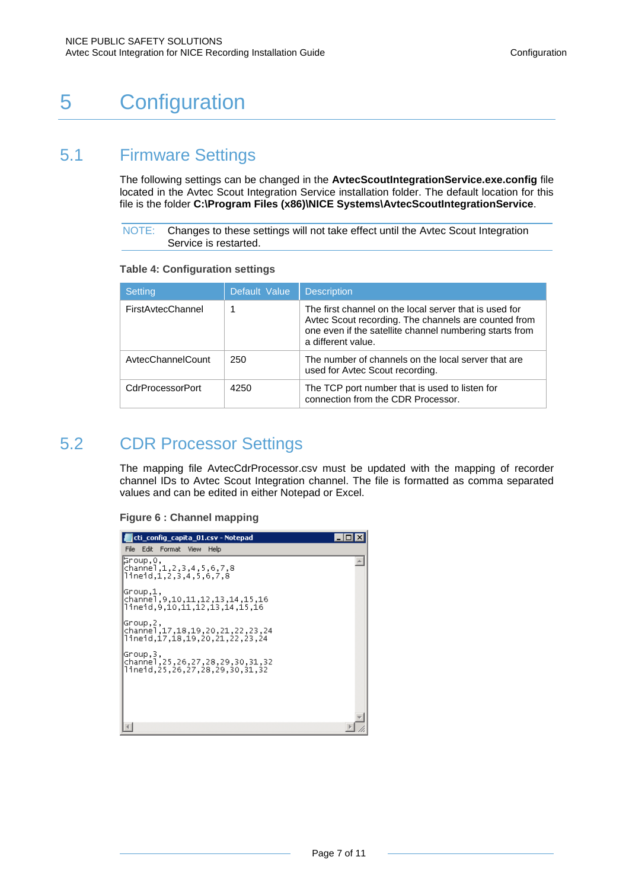# 5 Configuration

## 5.1 Firmware Settings

The following settings can be changed in the **AvtecScoutIntegrationService.exe.config** file located in the Avtec Scout Integration Service installation folder. The default location for this file is the folder **C:\Program Files (x86)\NICE Systems\AvtecScoutIntegrationService**.

NOTE: Changes to these settings will not take effect until the Avtec Scout Integration Service is restarted.

**Table 4: Configuration settings**

| Setting | Default Value | Description |
|---|---|---|
| FirstAvtecChannel | 1 | The first channel on the local server that is used for Avtec Scout recording. The channels are counted from one even if the satellite channel numbering starts from a different value. |
| AvtecChannelCount | 250 | The number of channels on the local server that are used for Avtec Scout recording. |
| CdrProcessorPort | 4250 | The TCP port number that is used to listen for connection from the CDR Processor. |

## 5.2 CDR Processor Settings

The mapping file AvtecCdrProcessor.csv must be updated with the mapping of recorder channel IDs to Avtec Scout Integration channel. The file is formatted as comma separated values and can be edited in either Notepad or Excel.

**Figure 6 : Channel mapping**

```
cti_config_capita_01.csv - Notepad

Group,0,
channel,1,2,3,4,5,6,7,8
lineid,1,2,3,4,5,6,7,8

Group,1,
channel,9,10,11,12,13,14,15,16
lineid,9,10,11,12,13,14,15,16

Group,2,
channel,17,18,19,20,21,22,23,24
lineid,17,18,19,20,21,22,23,24

Group,3,
channel,25,26,27,28,29,30,31,32
lineid,25,26,27,28,29,30,31,32
```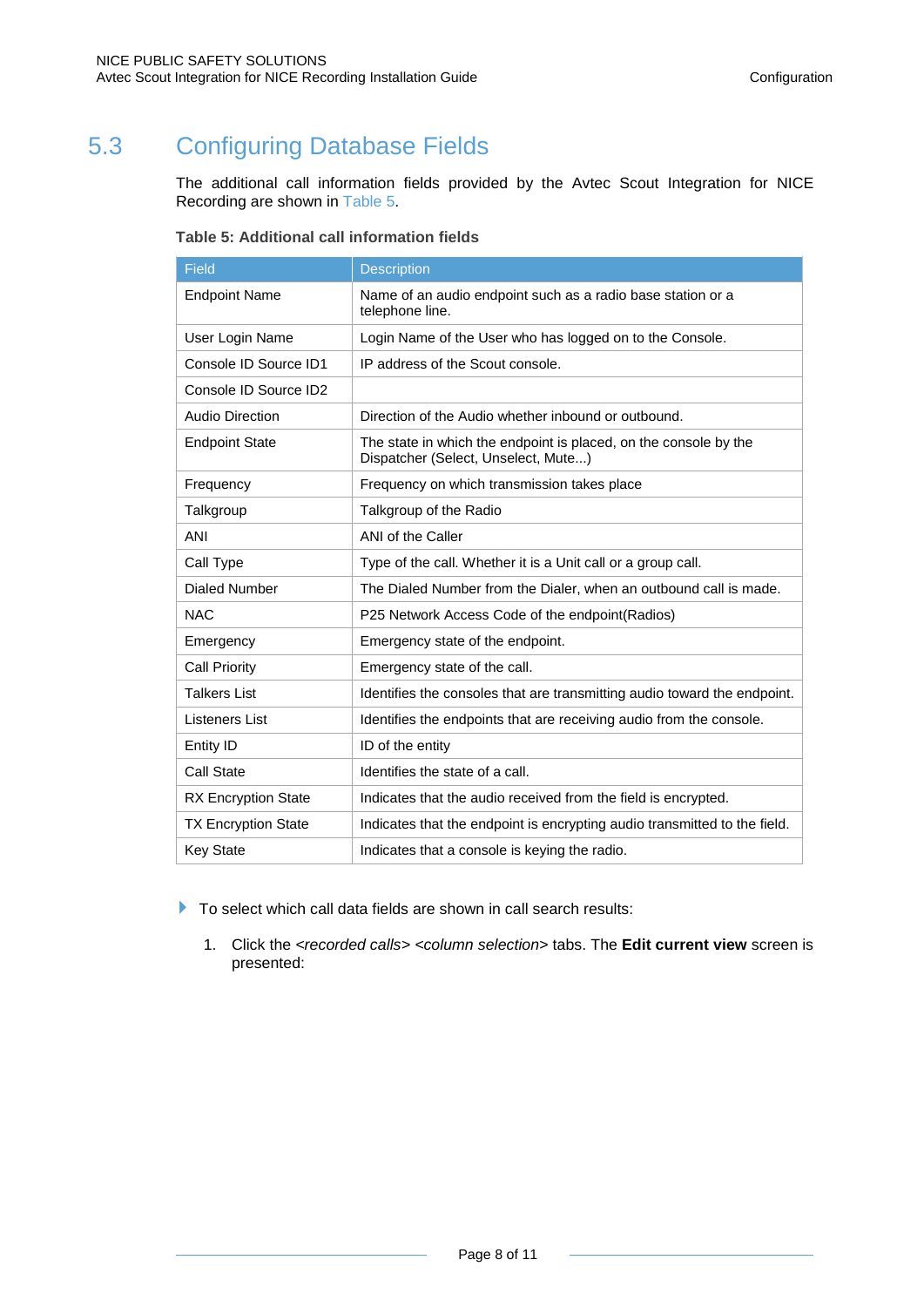## 5.3 Configuring Database Fields

The additional call information fields provided by the Avtec Scout Integration for NICE Recording are shown in Table 5.

**Table 5: Additional call information fields**

| Field | Description |
|---|---|
| Endpoint Name | Name of an audio endpoint such as a radio base station or a telephone line. |
| User Login Name | Login Name of the User who has logged on to the Console. |
| Console ID Source ID1 | IP address of the Scout console. |
| Console ID Source ID2 | |
| Audio Direction | Direction of the Audio whether inbound or outbound. |
| Endpoint State | The state in which the endpoint is placed, on the console by the Dispatcher (Select, Unselect, Mute...) |
| Frequency | Frequency on which transmission takes place |
| Talkgroup | Talkgroup of the Radio |
| ANI | ANI of the Caller |
| Call Type | Type of the call. Whether it is a Unit call or a group call. |
| Dialed Number | The Dialed Number from the Dialer, when an outbound call is made. |
| NAC | P25 Network Access Code of the endpoint(Radios) |
| Emergency | Emergency state of the endpoint. |
| Call Priority | Emergency state of the call. |
| Talkers List | Identifies the consoles that are transmitting audio toward the endpoint. |
| Listeners List | Identifies the endpoints that are receiving audio from the console. |
| Entity ID | ID of the entity |
| Call State | Identifies the state of a call. |
| RX Encryption State | Indicates that the audio received from the field is encrypted. |
| TX Encryption State | Indicates that the endpoint is encrypting audio transmitted to the field. |
| Key State | Indicates that a console is keying the radio. |

- To select which call data fields are shown in call search results:

1. Click the *<recorded calls> <column selection>* tabs. The **Edit current view** screen is presented: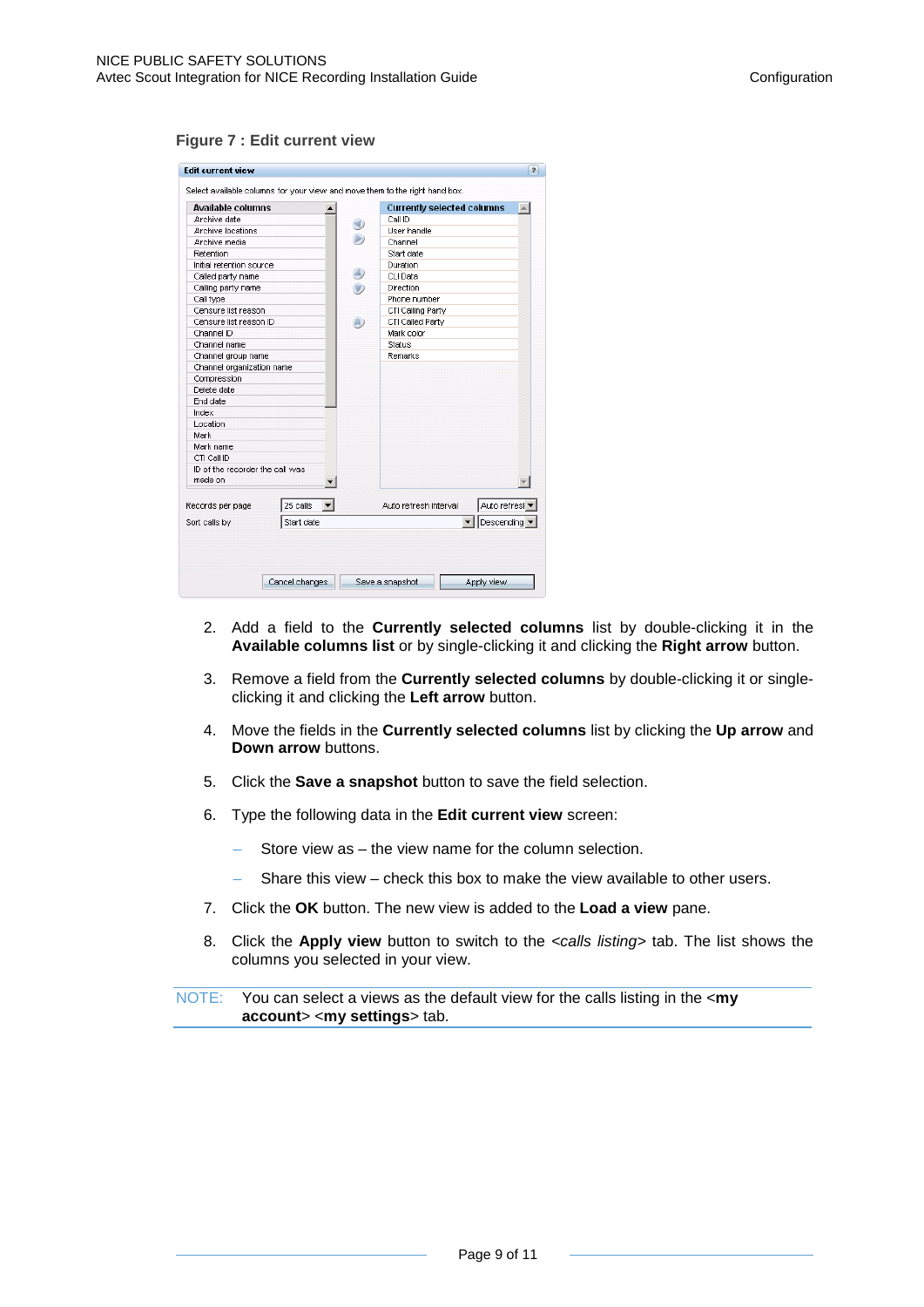**Figure 7 : Edit current view**

2. Add a field to the **Currently selected columns** list by double-clicking it in the **Available columns list** or by single-clicking it and clicking the **Right arrow** button.

3. Remove a field from the **Currently selected columns** by double-clicking it or single-clicking it and clicking the **Left arrow** button.

4. Move the fields in the **Currently selected columns** list by clicking the **Up arrow** and **Down arrow** buttons.

5. Click the **Save a snapshot** button to save the field selection.

6. Type the following data in the **Edit current view** screen:

   – Store view as – the view name for the column selection.

   – Share this view – check this box to make the view available to other users.

7. Click the **OK** button. The new view is added to the **Load a view** pane.

8. Click the **Apply view** button to switch to the *<calls listing>* tab. The list shows the columns you selected in your view.

NOTE: You can select a views as the default view for the calls listing in the <**my account**> <**my settings**> tab.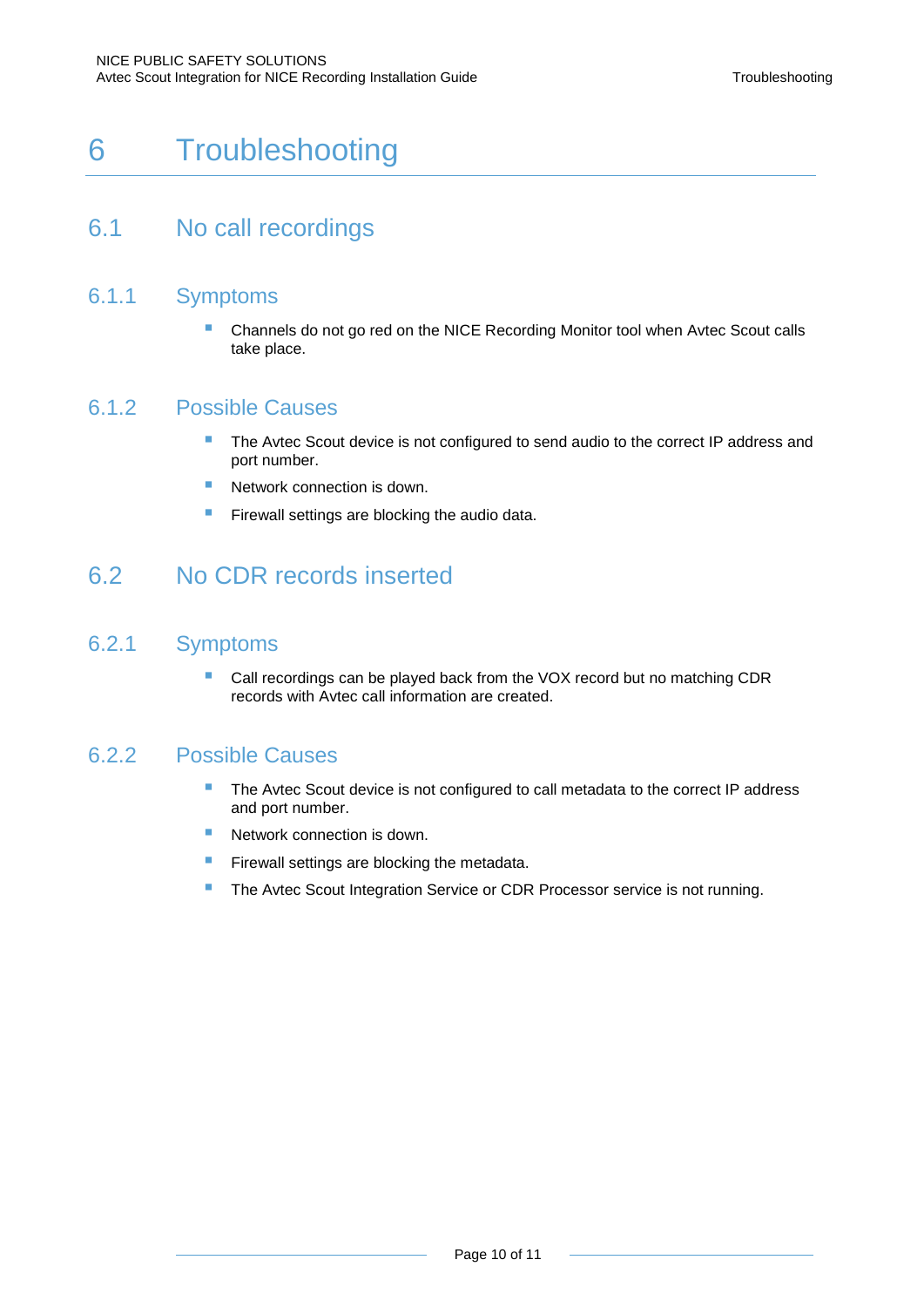# 6 Troubleshooting

## 6.1 No call recordings

### 6.1.1 Symptoms

- Channels do not go red on the NICE Recording Monitor tool when Avtec Scout calls take place.

### 6.1.2 Possible Causes

- The Avtec Scout device is not configured to send audio to the correct IP address and port number.
- Network connection is down.
- Firewall settings are blocking the audio data.

## 6.2 No CDR records inserted

### 6.2.1 Symptoms

- Call recordings can be played back from the VOX record but no matching CDR records with Avtec call information are created.

### 6.2.2 Possible Causes

- The Avtec Scout device is not configured to call metadata to the correct IP address and port number.
- Network connection is down.
- Firewall settings are blocking the metadata.
- The Avtec Scout Integration Service or CDR Processor service is not running.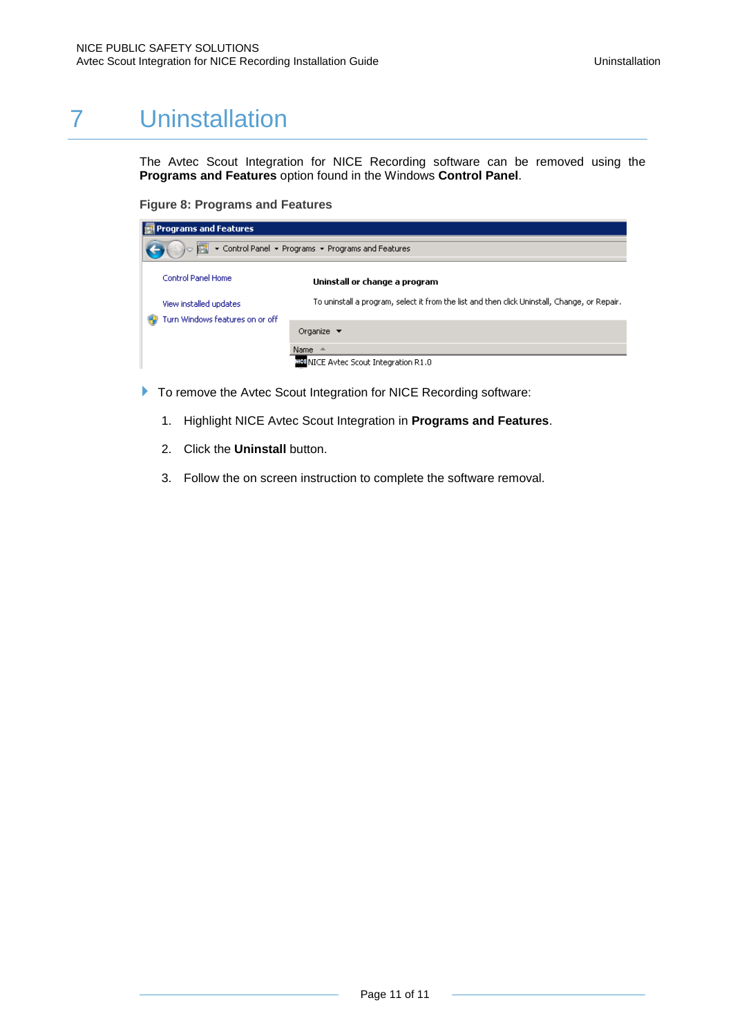# 7 Uninstallation

The Avtec Scout Integration for NICE Recording software can be removed using the **Programs and Features** option found in the Windows **Control Panel**.

**Figure 8: Programs and Features**

- To remove the Avtec Scout Integration for NICE Recording software:

1. Highlight NICE Avtec Scout Integration in **Programs and Features**.
2. Click the **Uninstall** button.
3. Follow the on screen instruction to complete the software removal.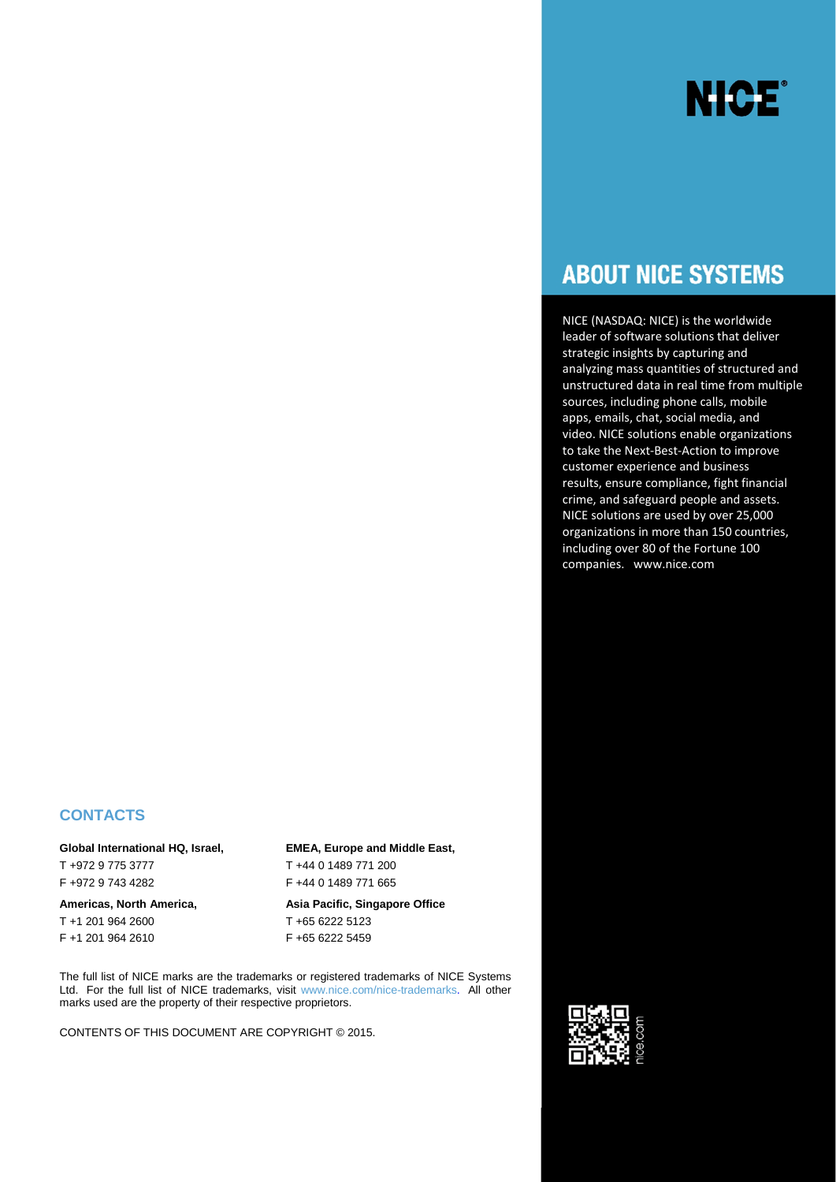NICE®

## ABOUT NICE SYSTEMS

NICE (NASDAQ: NICE) is the worldwide leader of software solutions that deliver strategic insights by capturing and analyzing mass quantities of structured and unstructured data in real time from multiple sources, including phone calls, mobile apps, emails, chat, social media, and video. NICE solutions enable organizations to take the Next-Best-Action to improve customer experience and business results, ensure compliance, fight financial crime, and safeguard people and assets. NICE solutions are used by over 25,000 organizations in more than 150 countries, including over 80 of the Fortune 100 companies. www.nice.com

## CONTACTS

**Global International HQ, Israel,**
T +972 9 775 3777
F +972 9 743 4282

**EMEA, Europe and Middle East,**
T +44 0 1489 771 200
F +44 0 1489 771 665

**Americas, North America,**
T +1 201 964 2600
F +1 201 964 2610

**Asia Pacific, Singapore Office**
T +65 6222 5123
F +65 6222 5459

The full list of NICE marks are the trademarks or registered trademarks of NICE Systems Ltd. For the full list of NICE trademarks, visit www.nice.com/nice-trademarks. All other marks used are the property of their respective proprietors.

CONTENTS OF THIS DOCUMENT ARE COPYRIGHT © 2015.

nice.com